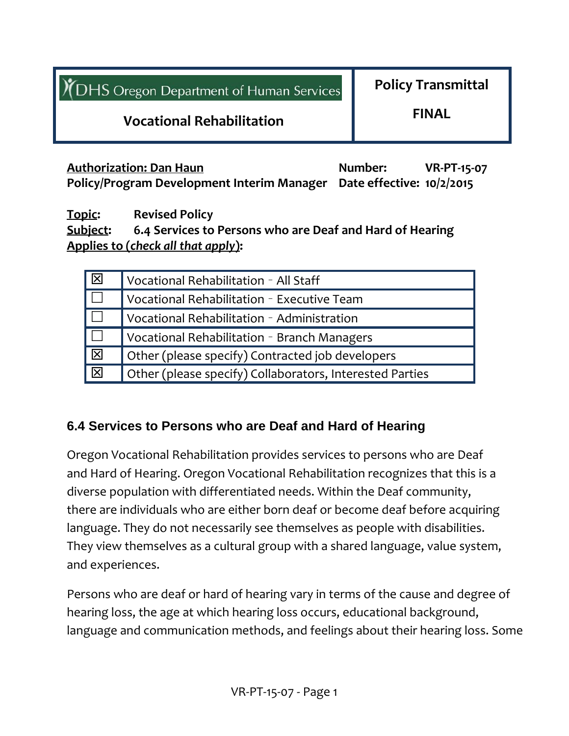| DHS Oregon Department of Human Services<br>**Vocational Rehabilitation** | **Policy Transmittal**<br>**FINAL** |
|---|---|

**Authorization: Dan Haun**
**Policy/Program Development Interim Manager**

**Number:** VR-PT-15-07
**Date effective:** 10/2/2015

**Topic:** **Revised Policy**
**Subject:** **6.4 Services to Persons who are Deaf and Hard of Hearing**
**Applies to (*check all that apply*):**

| | |
|---|---|
| ☒ | Vocational Rehabilitation – All Staff |
| ☐ | Vocational Rehabilitation – Executive Team |
| ☐ | Vocational Rehabilitation – Administration |
| ☐ | Vocational Rehabilitation – Branch Managers |
| ☒ | Other (please specify) Contracted job developers |
| ☒ | Other (please specify) Collaborators, Interested Parties |

## 6.4 Services to Persons who are Deaf and Hard of Hearing

Oregon Vocational Rehabilitation provides services to persons who are Deaf and Hard of Hearing. Oregon Vocational Rehabilitation recognizes that this is a diverse population with differentiated needs. Within the Deaf community, there are individuals who are either born deaf or become deaf before acquiring language. They do not necessarily see themselves as people with disabilities. They view themselves as a cultural group with a shared language, value system, and experiences.

Persons who are deaf or hard of hearing vary in terms of the cause and degree of hearing loss, the age at which hearing loss occurs, educational background, language and communication methods, and feelings about their hearing loss. Some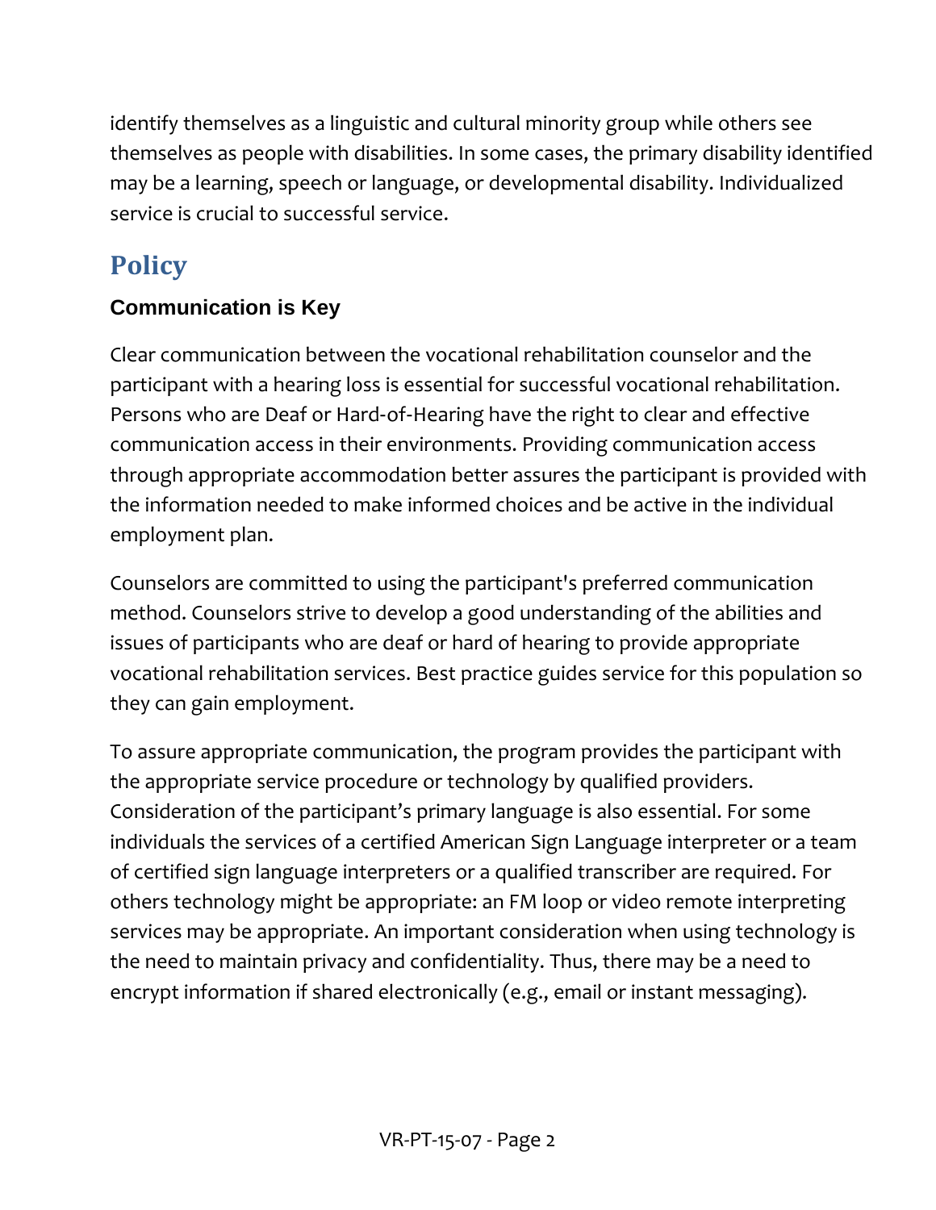identify themselves as a linguistic and cultural minority group while others see themselves as people with disabilities. In some cases, the primary disability identified may be a learning, speech or language, or developmental disability. Individualized service is crucial to successful service.

# Policy

### Communication is Key

Clear communication between the vocational rehabilitation counselor and the participant with a hearing loss is essential for successful vocational rehabilitation. Persons who are Deaf or Hard-of-Hearing have the right to clear and effective communication access in their environments. Providing communication access through appropriate accommodation better assures the participant is provided with the information needed to make informed choices and be active in the individual employment plan.

Counselors are committed to using the participant's preferred communication method. Counselors strive to develop a good understanding of the abilities and issues of participants who are deaf or hard of hearing to provide appropriate vocational rehabilitation services. Best practice guides service for this population so they can gain employment.

To assure appropriate communication, the program provides the participant with the appropriate service procedure or technology by qualified providers. Consideration of the participant's primary language is also essential. For some individuals the services of a certified American Sign Language interpreter or a team of certified sign language interpreters or a qualified transcriber are required. For others technology might be appropriate: an FM loop or video remote interpreting services may be appropriate. An important consideration when using technology is the need to maintain privacy and confidentiality. Thus, there may be a need to encrypt information if shared electronically (e.g., email or instant messaging).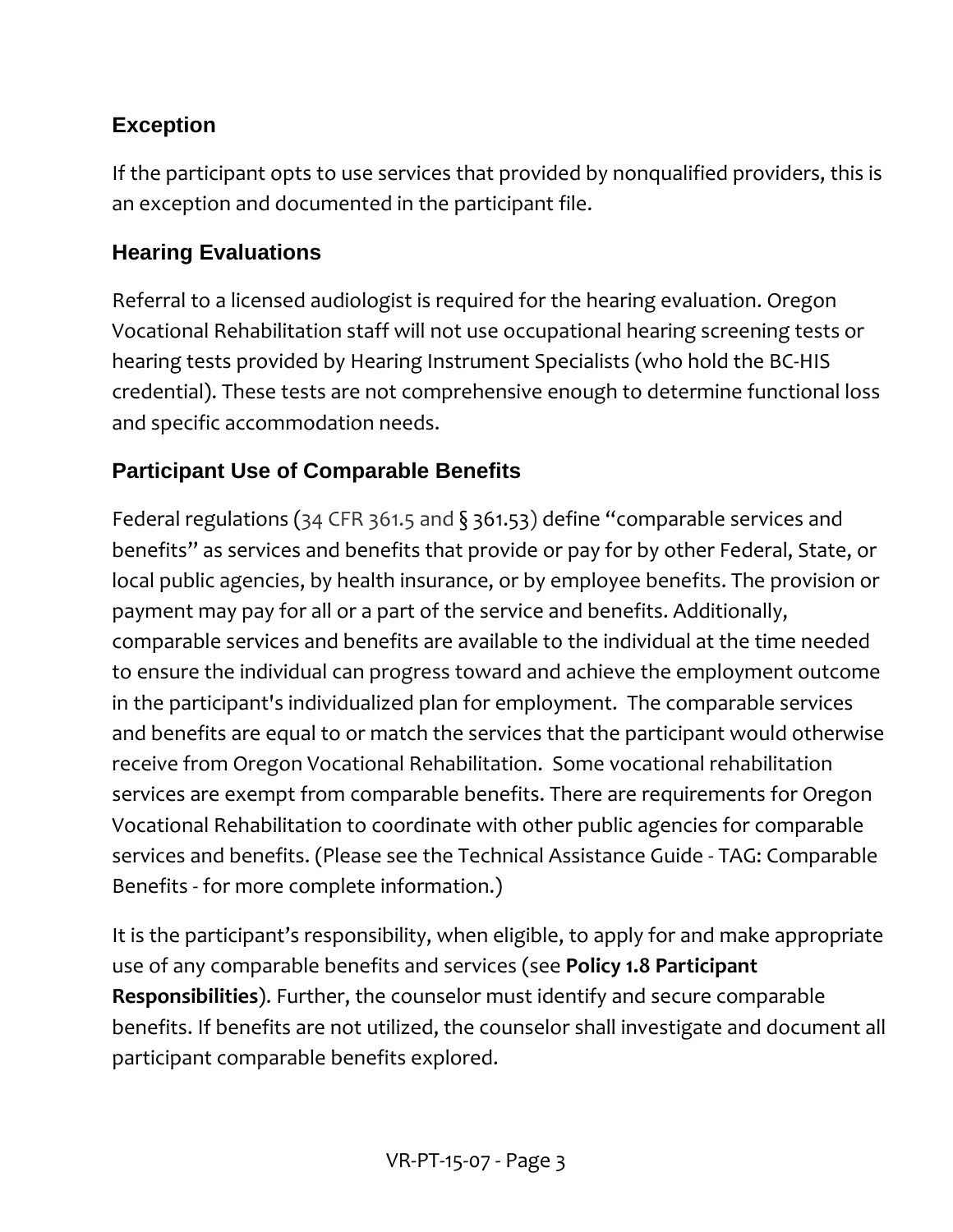## Exception

If the participant opts to use services that provided by nonqualified providers, this is an exception and documented in the participant file.

## Hearing Evaluations

Referral to a licensed audiologist is required for the hearing evaluation. Oregon Vocational Rehabilitation staff will not use occupational hearing screening tests or hearing tests provided by Hearing Instrument Specialists (who hold the BC-HIS credential). These tests are not comprehensive enough to determine functional loss and specific accommodation needs.

## Participant Use of Comparable Benefits

Federal regulations (34 CFR 361.5 and § 361.53) define "comparable services and benefits" as services and benefits that provide or pay for by other Federal, State, or local public agencies, by health insurance, or by employee benefits. The provision or payment may pay for all or a part of the service and benefits. Additionally, comparable services and benefits are available to the individual at the time needed to ensure the individual can progress toward and achieve the employment outcome in the participant's individualized plan for employment. The comparable services and benefits are equal to or match the services that the participant would otherwise receive from Oregon Vocational Rehabilitation. Some vocational rehabilitation services are exempt from comparable benefits. There are requirements for Oregon Vocational Rehabilitation to coordinate with other public agencies for comparable services and benefits. (Please see the Technical Assistance Guide - TAG: Comparable Benefits - for more complete information.)

It is the participant's responsibility, when eligible, to apply for and make appropriate use of any comparable benefits and services (see **Policy 1.8 Participant Responsibilities**). Further, the counselor must identify and secure comparable benefits. If benefits are not utilized, the counselor shall investigate and document all participant comparable benefits explored.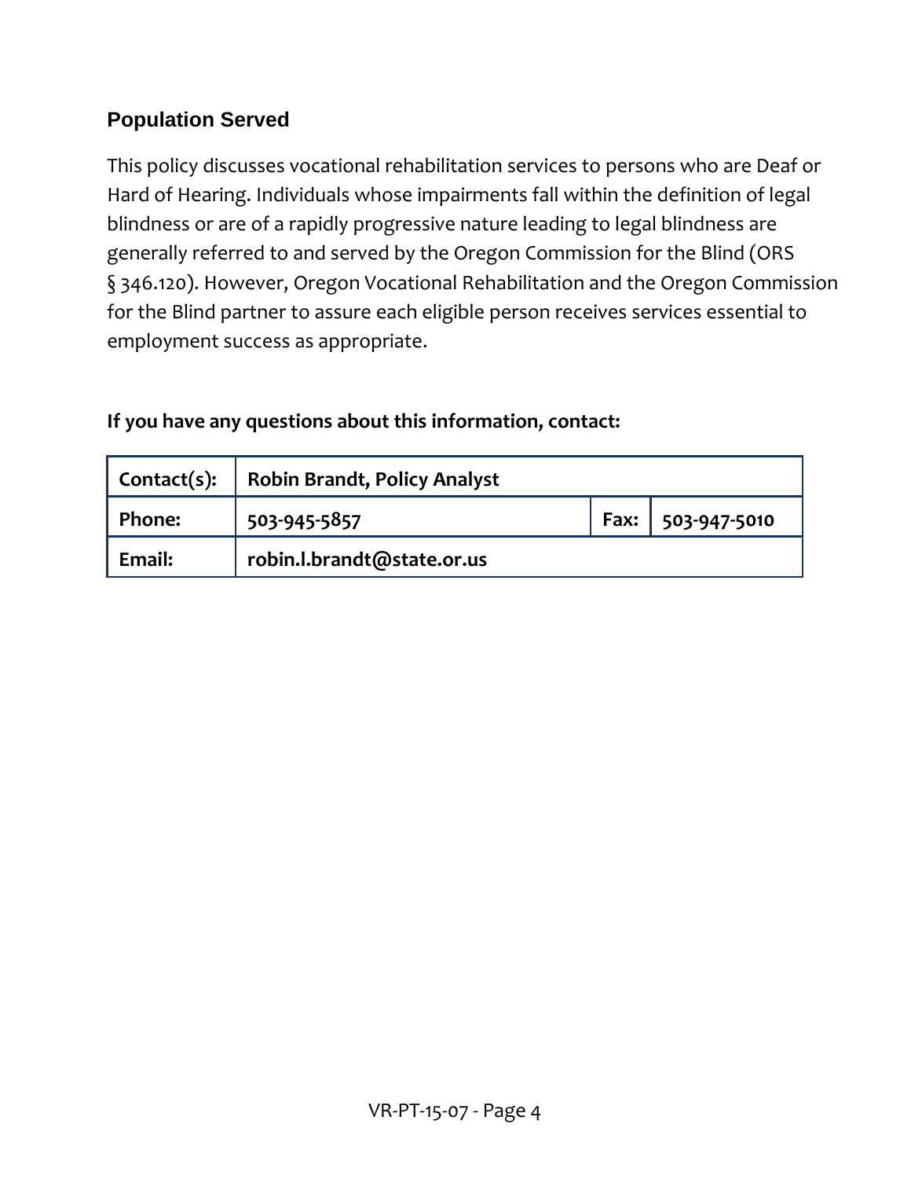## Population Served

This policy discusses vocational rehabilitation services to persons who are Deaf or Hard of Hearing. Individuals whose impairments fall within the definition of legal blindness or are of a rapidly progressive nature leading to legal blindness are generally referred to and served by the Oregon Commission for the Blind (ORS § 346.120). However, Oregon Vocational Rehabilitation and the Oregon Commission for the Blind partner to assure each eligible person receives services essential to employment success as appropriate.

**If you have any questions about this information, contact:**

| | | | |
|---|---|---|---|
| **Contact(s):** | **Robin Brandt, Policy Analyst** | | |
| **Phone:** | **503-945-5857** | **Fax:** | **503-947-5010** |
| **Email:** | **robin.l.brandt@state.or.us** | | |